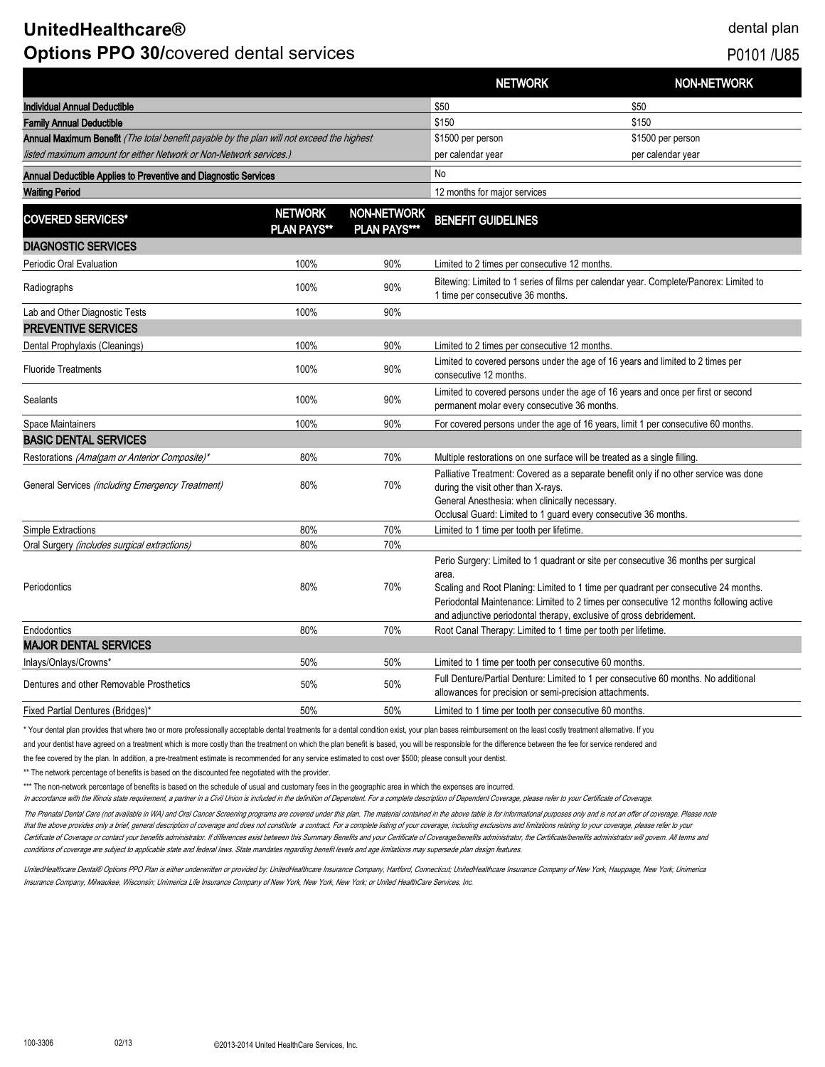# UnitedHealthcare®

## Options PPO 30/covered dental services

dental plan

P0101 /U85

| | NETWORK | NON-NETWORK |
|---|---|---|
| **Individual Annual Deductible** | $50 | $50 |
| **Family Annual Deductible** | $150 | $150 |
| **Annual Maximum Benefit** *(The total benefit payable by the plan will not exceed the highest listed maximum amount for either Network or Non-Network services.)* | $1500 per person per calendar year | $1500 per person per calendar year |
| **Annual Deductible Applies to Preventive and Diagnostic Services** | No | |
| **Waiting Period** | 12 months for major services | |

| COVERED SERVICES* | NETWORK PLAN PAYS** | NON-NETWORK PLAN PAYS*** | BENEFIT GUIDELINES |
|---|---|---|---|
| **DIAGNOSTIC SERVICES** | | | |
| Periodic Oral Evaluation | 100% | 90% | Limited to 2 times per consecutive 12 months. |
| Radiographs | 100% | 90% | Bitewing: Limited to 1 series of films per calendar year. Complete/Panorex: Limited to 1 time per consecutive 36 months. |
| Lab and Other Diagnostic Tests | 100% | 90% | |
| **PREVENTIVE SERVICES** | | | |
| Dental Prophylaxis (Cleanings) | 100% | 90% | Limited to 2 times per consecutive 12 months. |
| Fluoride Treatments | 100% | 90% | Limited to covered persons under the age of 16 years and limited to 2 times per consecutive 12 months. |
| Sealants | 100% | 90% | Limited to covered persons under the age of 16 years and once per first or second permanent molar every consecutive 36 months. |
| Space Maintainers | 100% | 90% | For covered persons under the age of 16 years, limit 1 per consecutive 60 months. |
| **BASIC DENTAL SERVICES** | | | |
| Restorations *(Amalgam or Anterior Composite)** | 80% | 70% | Multiple restorations on one surface will be treated as a single filling. |
| General Services *(including Emergency Treatment)* | 80% | 70% | Palliative Treatment: Covered as a separate benefit only if no other service was done during the visit other than X-rays. General Anesthesia: when clinically necessary. Occlusal Guard: Limited to 1 guard every consecutive 36 months. |
| Simple Extractions | 80% | 70% | Limited to 1 time per tooth per lifetime. |
| Oral Surgery *(includes surgical extractions)* | 80% | 70% | |
| Periodontics | 80% | 70% | Perio Surgery: Limited to 1 quadrant or site per consecutive 36 months per surgical area. Scaling and Root Planing: Limited to 1 time per quadrant per consecutive 24 months. Periodontal Maintenance: Limited to 2 times per consecutive 12 months following active and adjunctive periodontal therapy, exclusive of gross debridement. |
| Endodontics | 80% | 70% | Root Canal Therapy: Limited to 1 time per tooth per lifetime. |
| **MAJOR DENTAL SERVICES** | | | |
| Inlays/Onlays/Crowns* | 50% | 50% | Limited to 1 time per tooth per consecutive 60 months. |
| Dentures and other Removable Prosthetics | 50% | 50% | Full Denture/Partial Denture: Limited to 1 per consecutive 60 months. No additional allowances for precision or semi-precision attachments. |
| Fixed Partial Dentures (Bridges)* | 50% | 50% | Limited to 1 time per tooth per consecutive 60 months. |

\* Your dental plan provides that where two or more professionally acceptable dental treatments for a dental condition exist, your plan bases reimbursement on the least costly treatment alternative. If you and your dentist have agreed on a treatment which is more costly than the treatment on which the plan benefit is based, you will be responsible for the difference between the fee for service rendered and the fee covered by the plan. In addition, a pre-treatment estimate is recommended for any service estimated to cost over $500; please consult your dentist.

\** The network percentage of benefits is based on the discounted fee negotiated with the provider.

\*** The non-network percentage of benefits is based on the schedule of usual and customary fees in the geographic area in which the expenses are incurred.

*In accordance with the Illinois state requirement, a partner in a Civil Union is included in the definition of Dependent. For a complete description of Dependent Coverage, please refer to your Certificate of Coverage.*

*The Prenatal Dental Care (not available in WA) and Oral Cancer Screening programs are covered under this plan. The material contained in the above table is for informational purposes only and is not an offer of coverage. Please note that the above provides only a brief, general description of coverage and does not constitute a contract. For a complete listing of your coverage, including exclusions and limitations relating to your coverage, please refer to your Certificate of Coverage or contact your benefits administrator. If differences exist between this Summary Benefits and your Certificate of Coverage/benefits administrator, the Certificate/benefits administrator will govern. All terms and conditions of coverage are subject to applicable state and federal laws. State mandates regarding benefit levels and age limitations may supersede plan design features.*

*UnitedHealthcare Dental® Options PPO Plan is either underwritten or provided by: UnitedHealthcare Insurance Company, Hartford, Connecticut; UnitedHealthcare Insurance Company of New York, Hauppage, New York; Unimerica Insurance Company, Milwaukee, Wisconsin; Unimerica Life Insurance Company of New York, New York, New York; or United HealthCare Services, Inc.*

100-3306 02/13 ©2013-2014 United HealthCare Services, Inc.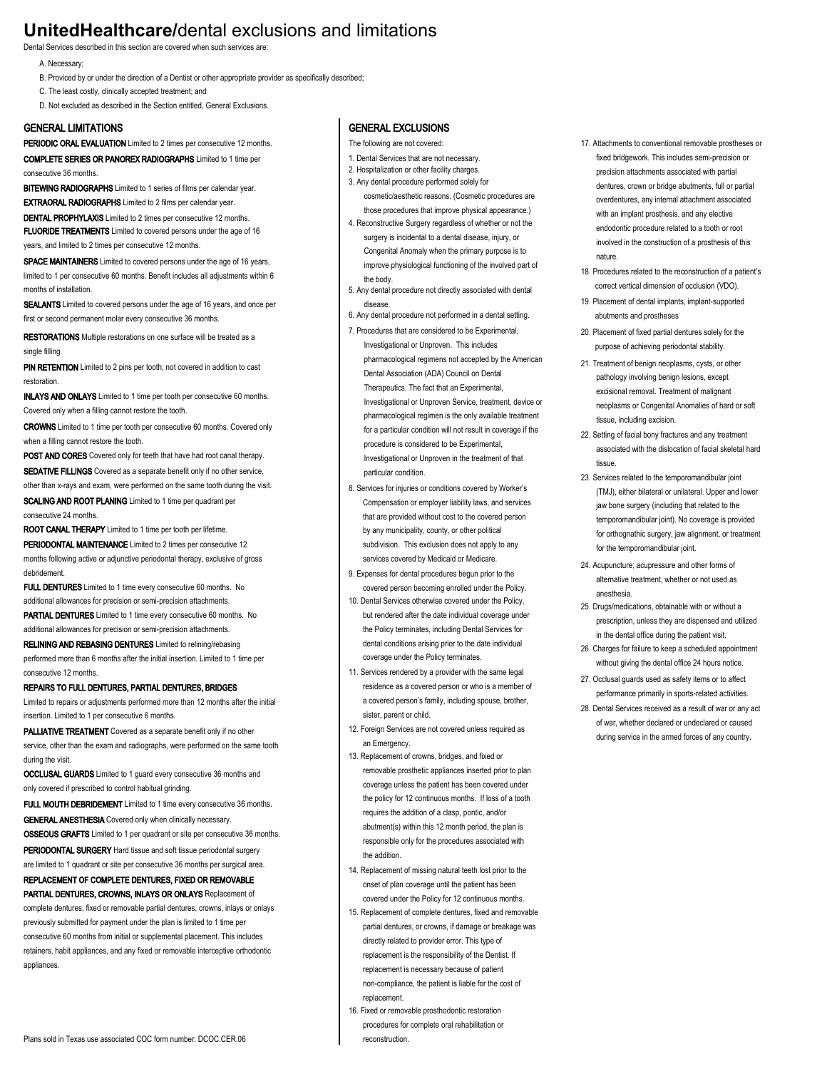# **UnitedHealthcare/**dental exclusions and limitations

Dental Services described in this section are covered when such services are:

A. Necessary;

B. Proviced by or under the direction of a Dentist or other appropriate provider as specifically described;

C. The least costly, clinically accepted treatment; and

D. Not excluded as described in the Section entitled, General Exclusions.

## GENERAL LIMITATIONS

**PERIODIC ORAL EVALUATION** Limited to 2 times per consecutive 12 months.

**COMPLETE SERIES OR PANOREX RADIOGRAPHS** Limited to 1 time per consecutive 36 months.

**BITEWING RADIOGRAPHS** Limited to 1 series of films per calendar year.

**EXTRAORAL RADIOGRAPHS** Limited to 2 films per calendar year.

**DENTAL PROPHYLAXIS** Limited to 2 times per consecutive 12 months.

**FLUORIDE TREATMENTS** Limited to covered persons under the age of 16 years, and limited to 2 times per consecutive 12 months.

**SPACE MAINTAINERS** Limited to covered persons under the age of 16 years, limited to 1 per consecutive 60 months. Benefit includes all adjustments within 6 months of installation.

**SEALANTS** Limited to covered persons under the age of 16 years, and once per first or second permanent molar every consecutive 36 months.

**RESTORATIONS** Multiple restorations on one surface will be treated as a single filling.

**PIN RETENTION** Limited to 2 pins per tooth; not covered in addition to cast restoration.

**INLAYS AND ONLAYS** Limited to 1 time per tooth per consecutive 60 months. Covered only when a filling cannot restore the tooth.

**CROWNS** Limited to 1 time per tooth per consecutive 60 months. Covered only when a filling cannot restore the tooth.

**POST AND CORES** Covered only for teeth that have had root canal therapy.

**SEDATIVE FILLINGS** Covered as a separate benefit only if no other service, other than x-rays and exam, were performed on the same tooth during the visit.

**SCALING AND ROOT PLANING** Limited to 1 time per quadrant per consecutive 24 months.

**ROOT CANAL THERAPY** Limited to 1 time per tooth per lifetime.

**PERIODONTAL MAINTENANCE** Limited to 2 times per consecutive 12 months following active or adjunctive periodontal therapy, exclusive of gross debridement.

**FULL DENTURES** Limited to 1 time every consecutive 60 months. No additional allowances for precision or semi-precision attachments.

**PARTIAL DENTURES** Limited to 1 time every consecutive 60 months. No additional allowances for precision or semi-precision attachments.

**RELINING AND REBASING DENTURES** Limited to relining/rebasing performed more than 6 months after the initial insertion. Limited to 1 time per consecutive 12 months.

**REPAIRS TO FULL DENTURES, PARTIAL DENTURES, BRIDGES** Limited to repairs or adjustments performed more than 12 months after the initial insertion. Limited to 1 per consecutive 6 months.

**PALLIATIVE TREATMENT** Covered as a separate benefit only if no other service, other than the exam and radiographs, were performed on the same tooth during the visit.

**OCCLUSAL GUARDS** Limited to 1 guard every consecutive 36 months and only covered if prescribed to control habitual grinding.

**FULL MOUTH DEBRIDEMENT** Limited to 1 time every consecutive 36 months.

**GENERAL ANESTHESIA** Covered only when clinically necessary.

**OSSEOUS GRAFTS** Limited to 1 per quadrant or site per consecutive 36 months.

**PERIODONTAL SURGERY** Hard tissue and soft tissue periodontal surgery are limited to 1 quadrant or site per consecutive 36 months per surgical area.

**REPLACEMENT OF COMPLETE DENTURES, FIXED OR REMOVABLE PARTIAL DENTURES, CROWNS, INLAYS OR ONLAYS** Replacement of complete dentures, fixed or removable partial dentures, crowns, inlays or onlays previously submitted for payment under the plan is limited to 1 time per consecutive 60 months from initial or supplemental placement. This includes retainers, habit appliances, and any fixed or removable interceptive orthodontic appliances.

## GENERAL EXCLUSIONS

The following are not covered:

1. Dental Services that are not necessary.
2. Hospitalization or other facility charges.
3. Any dental procedure performed solely for cosmetic/aesthetic reasons. (Cosmetic procedures are those procedures that improve physical appearance.)
4. Reconstructive Surgery regardless of whether or not the surgery is incidental to a dental disease, injury, or Congenital Anomaly when the primary purpose is to improve physiological functioning of the involved part of the body.
5. Any dental procedure not directly associated with dental disease.
6. Any dental procedure not performed in a dental setting.
7. Procedures that are considered to be Experimental, Investigational or Unproven. This includes pharmacological regimens not accepted by the American Dental Association (ADA) Council on Dental Therapeutics. The fact that an Experimental, Investigational or Unproven Service, treatment, device or pharmacological regimen is the only available treatment for a particular condition will not result in coverage if the procedure is considered to be Experimental, Investigational or Unproven in the treatment of that particular condition.
8. Services for injuries or conditions covered by Worker's Compensation or employer liability laws, and services that are provided without cost to the covered person by any municipality, county, or other political subdivision. This exclusion does not apply to any services covered by Medicaid or Medicare.
9. Expenses for dental procedures begun prior to the covered person becoming enrolled under the Policy.
10. Dental Services otherwise covered under the Policy, but rendered after the date individual coverage under the Policy terminates, including Dental Services for dental conditions arising prior to the date individual coverage under the Policy terminates.
11. Services rendered by a provider with the same legal residence as a covered person or who is a member of a covered person's family, including spouse, brother, sister, parent or child.
12. Foreign Services are not covered unless required as an Emergency.
13. Replacement of crowns, bridges, and fixed or removable prosthetic appliances inserted prior to plan coverage unless the patient has been covered under the policy for 12 continuous months. If loss of a tooth requires the addition of a clasp, pontic, and/or abutment(s) within this 12 month period, the plan is responsible only for the procedures associated with the addition.
14. Replacement of missing natural teeth lost prior to the onset of plan coverage until the patient has been covered under the Policy for 12 continuous months.
15. Replacement of complete dentures, fixed and removable partial dentures, or crowns, if damage or breakage was directly related to provider error. This type of replacement is the responsibility of the Dentist. If replacement is necessary because of patient non-compliance, the patient is liable for the cost of replacement.
16. Fixed or removable prosthodontic restoration procedures for complete oral rehabilitation or reconstruction.
17. Attachments to conventional removable prostheses or fixed bridgework. This includes semi-precision or precision attachments associated with partial dentures, crown or bridge abutments, full or partial overdentures, any internal attachment associated with an implant prosthesis, and any elective endodontic procedure related to a tooth or root involved in the construction of a prosthesis of this nature.
18. Procedures related to the reconstruction of a patient's correct vertical dimension of occlusion (VDO).
19. Placement of dental implants, implant-supported abutments and prostheses
20. Placement of fixed partial dentures solely for the purpose of achieving periodontal stability.
21. Treatment of benign neoplasms, cysts, or other pathology involving benign lesions, except excisional removal. Treatment of malignant neoplasms or Congenital Anomalies of hard or soft tissue, including excision.
22. Setting of facial bony fractures and any treatment associated with the dislocation of facial skeletal hard tissue.
23. Services related to the temporomandibular joint (TMJ), either bilateral or unilateral. Upper and lower jaw bone surgery (including that related to the temporomandibular joint). No coverage is provided for orthognathic surgery, jaw alignment, or treatment for the temporomandibular joint.
24. Acupuncture; acupressure and other forms of alternative treatment, whether or not used as anesthesia.
25. Drugs/medications, obtainable with or without a prescription, unless they are dispensed and utilized in the dental office during the patient visit.
26. Charges for failure to keep a scheduled appointment without giving the dental office 24 hours notice.
27. Occlusal guards used as safety items or to affect performance primarily in sports-related activities.
28. Dental Services received as a result of war or any act of war, whether declared or undeclared or caused during service in the armed forces of any country.

Plans sold in Texas use associated COC form number: DCOC.CER.06